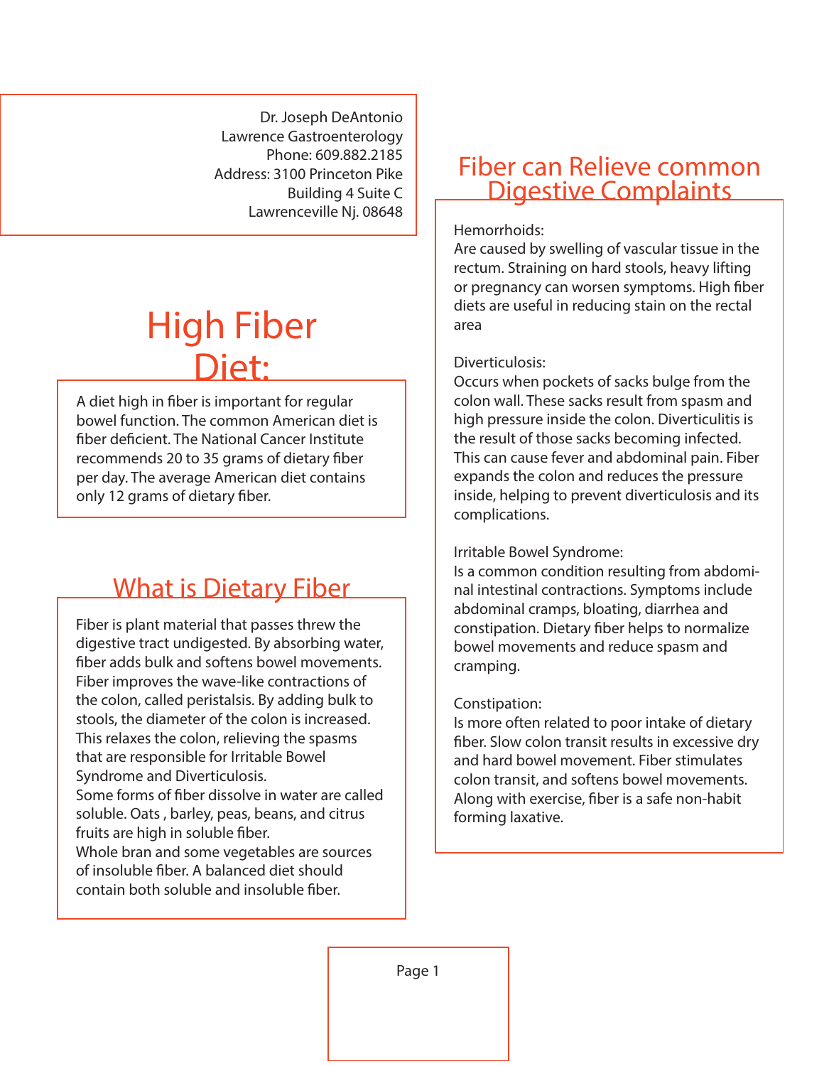Dr. Joseph DeAntonio
Lawrence Gastroenterology
Phone: 609.882.2185
Address: 3100 Princeton Pike
Building 4 Suite C
Lawrenceville Nj. 08648

# High Fiber Diet:

A diet high in fiber is important for regular bowel function. The common American diet is fiber deficient. The National Cancer Institute recommends 20 to 35 grams of dietary fiber per day. The average American diet contains only 12 grams of dietary fiber.

## What is Dietary Fiber

Fiber is plant material that passes threw the digestive tract undigested. By absorbing water, fiber adds bulk and softens bowel movements. Fiber improves the wave-like contractions of the colon, called peristalsis. By adding bulk to stools, the diameter of the colon is increased. This relaxes the colon, relieving the spasms that are responsible for Irritable Bowel Syndrome and Diverticulosis.
Some forms of fiber dissolve in water are called soluble. Oats , barley, peas, beans, and citrus fruits are high in soluble fiber.
Whole bran and some vegetables are sources of insoluble fiber. A balanced diet should contain both soluble and insoluble fiber.

## Fiber can Relieve common Digestive Complaints

Hemorrhoids:
Are caused by swelling of vascular tissue in the rectum. Straining on hard stools, heavy lifting or pregnancy can worsen symptoms. High fiber diets are useful in reducing stain on the rectal area

Diverticulosis:
Occurs when pockets of sacks bulge from the colon wall. These sacks result from spasm and high pressure inside the colon. Diverticulitis is the result of those sacks becoming infected. This can cause fever and abdominal pain. Fiber expands the colon and reduces the pressure inside, helping to prevent diverticulosis and its complications.

Irritable Bowel Syndrome:
Is a common condition resulting from abdominal intestinal contractions. Symptoms include abdominal cramps, bloating, diarrhea and constipation. Dietary fiber helps to normalize bowel movements and reduce spasm and cramping.

Constipation:
Is more often related to poor intake of dietary fiber. Slow colon transit results in excessive dry and hard bowel movement. Fiber stimulates colon transit, and softens bowel movements. Along with exercise, fiber is a safe non-habit forming laxative.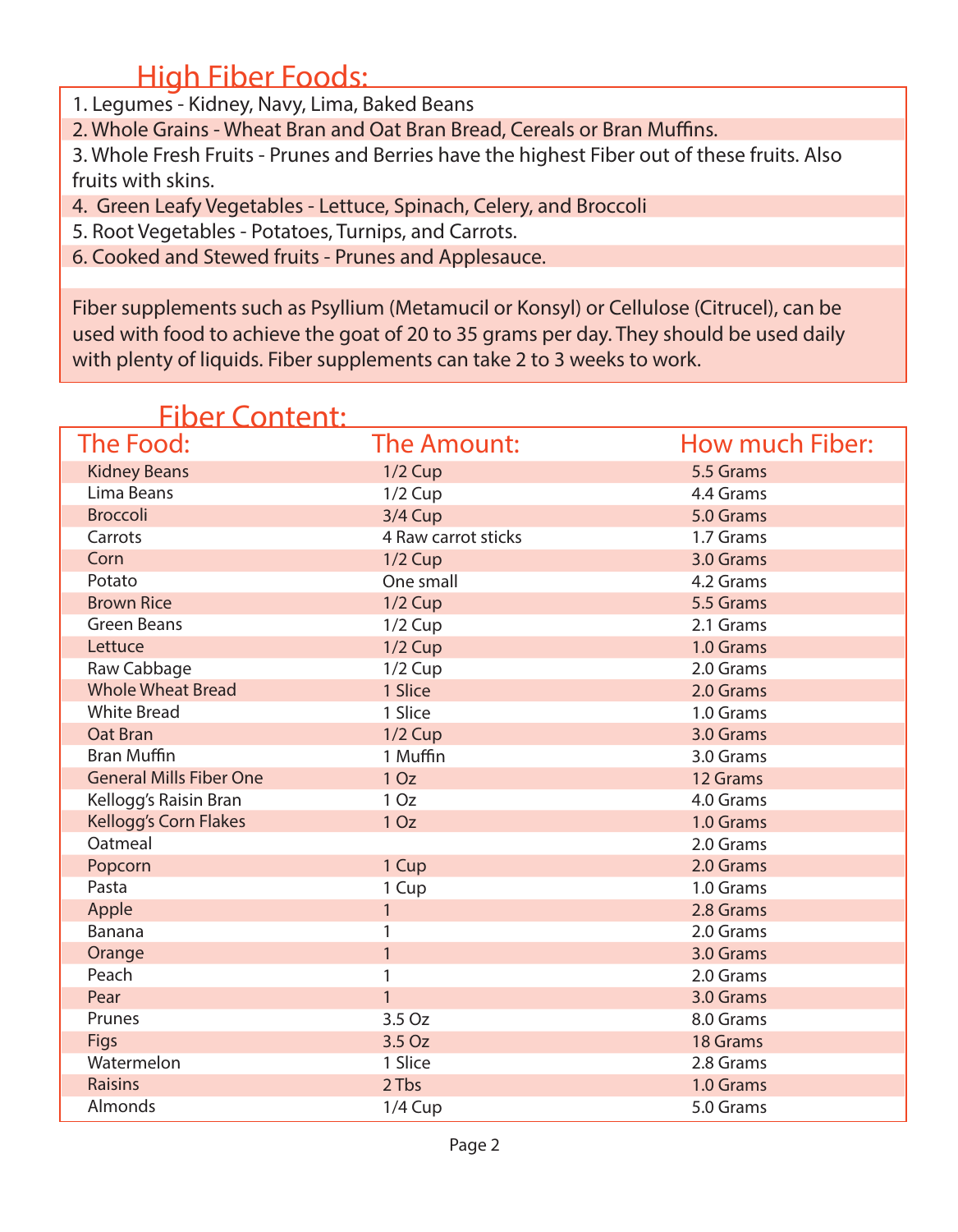## High Fiber Foods:

1. Legumes - Kidney, Navy, Lima, Baked Beans
2. Whole Grains - Wheat Bran and Oat Bran Bread, Cereals or Bran Muffins.
3. Whole Fresh Fruits - Prunes and Berries have the highest Fiber out of these fruits. Also fruits with skins.
4. Green Leafy Vegetables - Lettuce, Spinach, Celery, and Broccoli
5. Root Vegetables - Potatoes, Turnips, and Carrots.
6. Cooked and Stewed fruits - Prunes and Applesauce.

Fiber supplements such as Psyllium (Metamucil or Konsyl) or Cellulose (Citrucel), can be used with food to achieve the goat of 20 to 35 grams per day. They should be used daily with plenty of liquids. Fiber supplements can take 2 to 3 weeks to work.

## Fiber Content:

| The Food: | The Amount: | How much Fiber: |
| --- | --- | --- |
| Kidney Beans | 1/2 Cup | 5.5 Grams |
| Lima Beans | 1/2 Cup | 4.4 Grams |
| Broccoli | 3/4 Cup | 5.0 Grams |
| Carrots | 4 Raw carrot sticks | 1.7 Grams |
| Corn | 1/2 Cup | 3.0 Grams |
| Potato | One small | 4.2 Grams |
| Brown Rice | 1/2 Cup | 5.5 Grams |
| Green Beans | 1/2 Cup | 2.1 Grams |
| Lettuce | 1/2 Cup | 1.0 Grams |
| Raw Cabbage | 1/2 Cup | 2.0 Grams |
| Whole Wheat Bread | 1 Slice | 2.0 Grams |
| White Bread | 1 Slice | 1.0 Grams |
| Oat Bran | 1/2 Cup | 3.0 Grams |
| Bran Muffin | 1 Muffin | 3.0 Grams |
| General Mills Fiber One | 1 Oz | 12 Grams |
| Kellogg's Raisin Bran | 1 Oz | 4.0 Grams |
| Kellogg's Corn Flakes | 1 Oz | 1.0 Grams |
| Oatmeal | | 2.0 Grams |
| Popcorn | 1 Cup | 2.0 Grams |
| Pasta | 1 Cup | 1.0 Grams |
| Apple | 1 | 2.8 Grams |
| Banana | 1 | 2.0 Grams |
| Orange | 1 | 3.0 Grams |
| Peach | 1 | 2.0 Grams |
| Pear | 1 | 3.0 Grams |
| Prunes | 3.5 Oz | 8.0 Grams |
| Figs | 3.5 Oz | 18 Grams |
| Watermelon | 1 Slice | 2.8 Grams |
| Raisins | 2 Tbs | 1.0 Grams |
| Almonds | 1/4 Cup | 5.0 Grams |